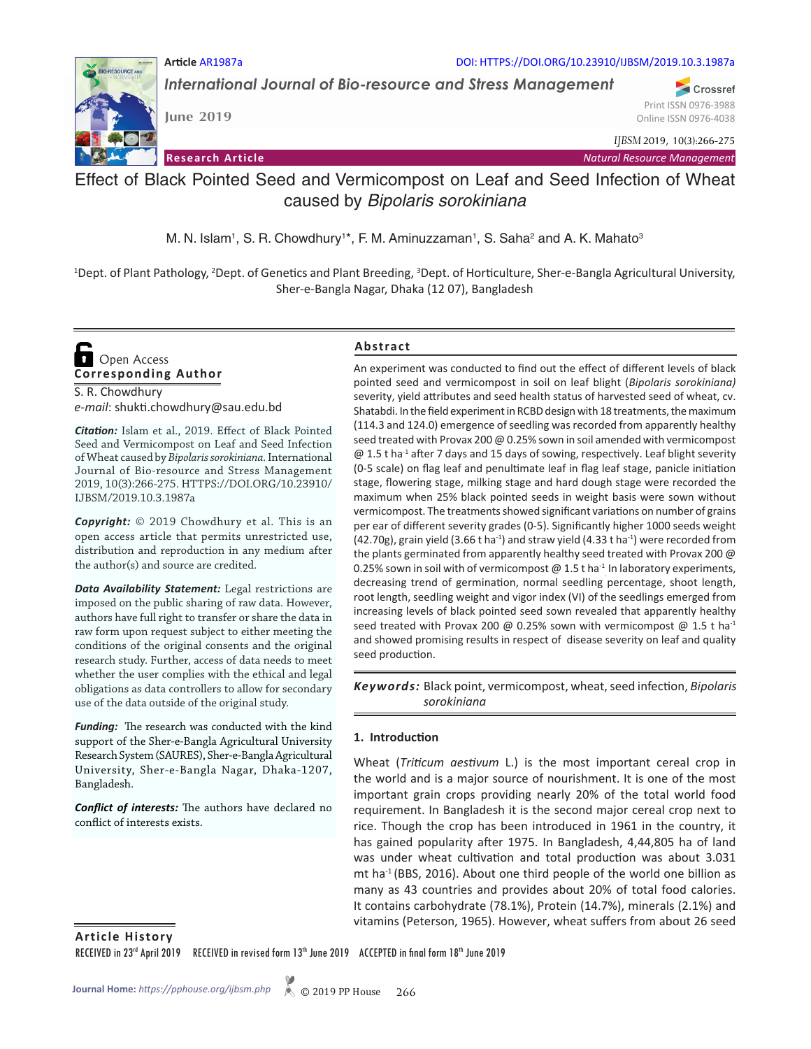**Article** AR1987a

DOI: HTTPS://DOI.ORG/10.23910/IJBSM/2019.10.3.1987a

*International Journal of Bio-resource and Stress Management*

June 2019

Print ISSN 0976-3988
Online ISSN 0976-4038

*IJBSM* 2019, 10(3):266-275

**Research Article** — *Natural Resource Management*

# Effect of Black Pointed Seed and Vermicompost on Leaf and Seed Infection of Wheat caused by *Bipolaris sorokiniana*

M. N. Islam[1], S. R. Chowdhury[1]*, F. M. Aminuzzaman[1], S. Saha[2] and A. K. Mahato[3]

[1]Dept. of Plant Pathology, [2]Dept. of Genetics and Plant Breeding, [3]Dept. of Horticulture, Sher-e-Bangla Agricultural University, Sher-e-Bangla Nagar, Dhaka (12 07), Bangladesh

Open Access

**Corresponding Author**

S. R. Chowdhury
*e-mail*: shukti.chowdhury@sau.edu.bd

***Citation:*** Islam et al., 2019. Effect of Black Pointed Seed and Vermicompost on Leaf and Seed Infection of Wheat caused by *Bipolaris sorokiniana*. International Journal of Bio-resource and Stress Management 2019, 10(3):266-275. HTTPS://DOI.ORG/10.23910/IJBSM/2019.10.3.1987a

***Copyright:*** © 2019 Chowdhury et al. This is an open access article that permits unrestricted use, distribution and reproduction in any medium after the author(s) and source are credited.

***Data Availability Statement:*** Legal restrictions are imposed on the public sharing of raw data. However, authors have full right to transfer or share the data in raw form upon request subject to either meeting the conditions of the original consents and the original research study. Further, access of data needs to meet whether the user complies with the ethical and legal obligations as data controllers to allow for secondary use of the data outside of the original study.

***Funding:*** The research was conducted with the kind support of the Sher-e-Bangla Agricultural University Research System (SAURES), Sher-e-Bangla Agricultural University, Sher-e-Bangla Nagar, Dhaka-1207, Bangladesh.

***Conflict of interests:*** The authors have declared no conflict of interests exists.

## Abstract

An experiment was conducted to find out the effect of different levels of black pointed seed and vermicompost in soil on leaf blight (*Bipolaris sorokiniana)* severity, yield attributes and seed health status of harvested seed of wheat, cv. Shatabdi. In the field experiment in RCBD design with 18 treatments, the maximum (114.3 and 124.0) emergence of seedling was recorded from apparently healthy seed treated with Provax 200 @ 0.25% sown in soil amended with vermicompost @ 1.5 t ha$^{-1}$ after 7 days and 15 days of sowing, respectively. Leaf blight severity (0-5 scale) on flag leaf and penultimate leaf in flag leaf stage, panicle initiation stage, flowering stage, milking stage and hard dough stage were recorded the maximum when 25% black pointed seeds in weight basis were sown without vermicompost. The treatments showed significant variations on number of grains per ear of different severity grades (0-5). Significantly higher 1000 seeds weight (42.70g), grain yield (3.66 t ha$^{-1}$) and straw yield (4.33 t ha$^{-1}$) were recorded from the plants germinated from apparently healthy seed treated with Provax 200 @ 0.25% sown in soil with of vermicompost @ 1.5 t ha$^{-1}$ In laboratory experiments, decreasing trend of germination, normal seedling percentage, shoot length, root length, seedling weight and vigor index (VI) of the seedlings emerged from increasing levels of black pointed seed sown revealed that apparently healthy seed treated with Provax 200 @ 0.25% sown with vermicompost @ 1.5 t ha$^{-1}$ and showed promising results in respect of disease severity on leaf and quality seed production.

***Keywords:*** Black point, vermicompost, wheat, seed infection, *Bipolaris sorokiniana*

## 1. Introduction

Wheat (*Triticum aestivum* L.) is the most important cereal crop in the world and is a major source of nourishment. It is one of the most important grain crops providing nearly 20% of the total world food requirement. In Bangladesh it is the second major cereal crop next to rice. Though the crop has been introduced in 1961 in the country, it has gained popularity after 1975. In Bangladesh, 4,44,805 ha of land was under wheat cultivation and total production was about 3.031 mt ha$^{-1}$ (BBS, 2016). About one third people of the world one billion as many as 43 countries and provides about 20% of total food calories. It contains carbohydrate (78.1%), Protein (14.7%), minerals (2.1%) and vitamins (Peterson, 1965). However, wheat suffers from about 26 seed

**Article History**

RECEIVED in 23rd April 2019 RECEIVED in revised form 13th June 2019 ACCEPTED in final form 18th June 2019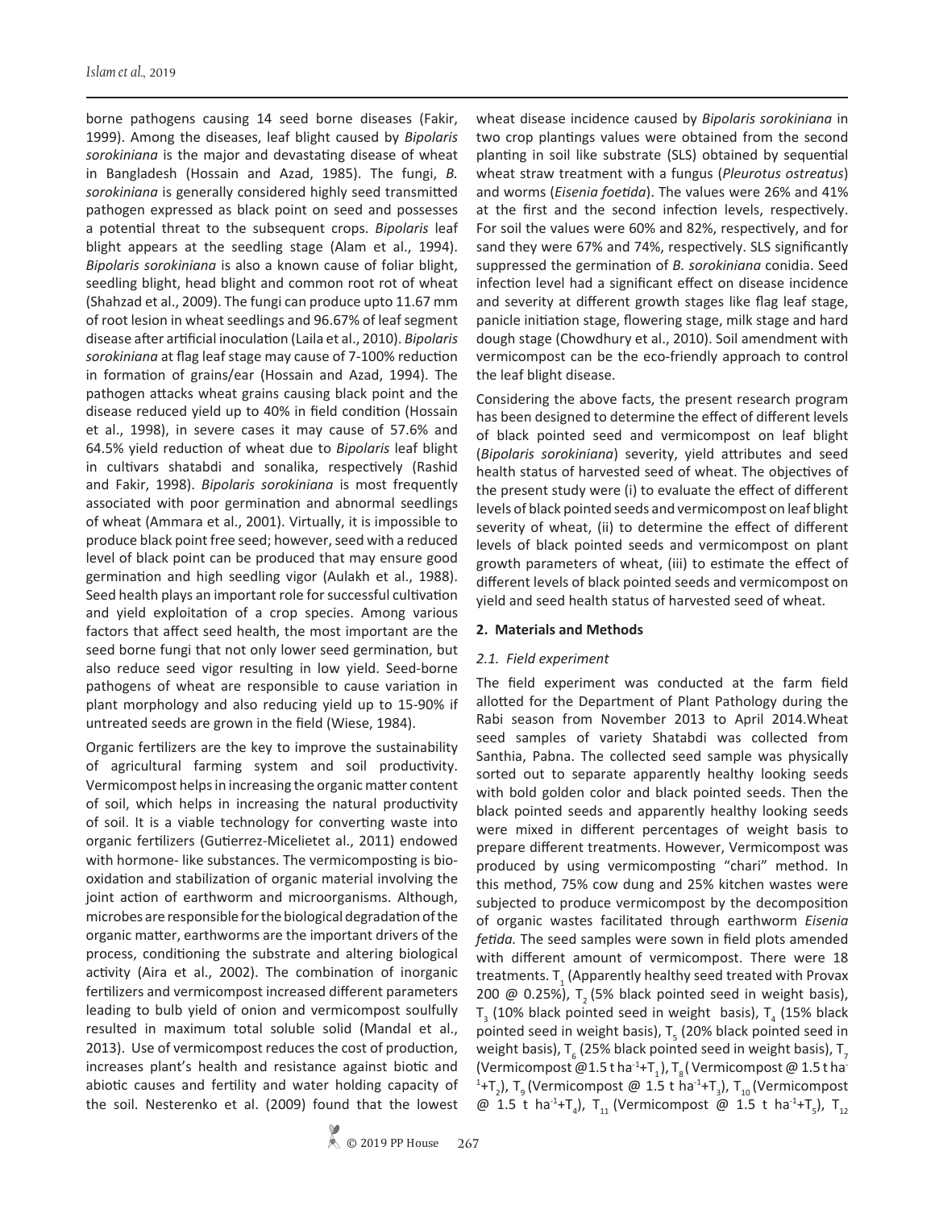borne pathogens causing 14 seed borne diseases (Fakir, 1999). Among the diseases, leaf blight caused by *Bipolaris sorokiniana* is the major and devastating disease of wheat in Bangladesh (Hossain and Azad, 1985). The fungi, *B. sorokiniana* is generally considered highly seed transmitted pathogen expressed as black point on seed and possesses a potential threat to the subsequent crops. *Bipolaris* leaf blight appears at the seedling stage (Alam et al., 1994). *Bipolaris sorokiniana* is also a known cause of foliar blight, seedling blight, head blight and common root rot of wheat (Shahzad et al., 2009). The fungi can produce upto 11.67 mm of root lesion in wheat seedlings and 96.67% of leaf segment disease after artificial inoculation (Laila et al., 2010). *Bipolaris sorokiniana* at flag leaf stage may cause of 7-100% reduction in formation of grains/ear (Hossain and Azad, 1994). The pathogen attacks wheat grains causing black point and the disease reduced yield up to 40% in field condition (Hossain et al., 1998), in severe cases it may cause of 57.6% and 64.5% yield reduction of wheat due to *Bipolaris* leaf blight in cultivars shatabdi and sonalika, respectively (Rashid and Fakir, 1998). *Bipolaris sorokiniana* is most frequently associated with poor germination and abnormal seedlings of wheat (Ammara et al., 2001). Virtually, it is impossible to produce black point free seed; however, seed with a reduced level of black point can be produced that may ensure good germination and high seedling vigor (Aulakh et al., 1988). Seed health plays an important role for successful cultivation and yield exploitation of a crop species. Among various factors that affect seed health, the most important are the seed borne fungi that not only lower seed germination, but also reduce seed vigor resulting in low yield. Seed-borne pathogens of wheat are responsible to cause variation in plant morphology and also reducing yield up to 15-90% if untreated seeds are grown in the field (Wiese, 1984).

Organic fertilizers are the key to improve the sustainability of agricultural farming system and soil productivity. Vermicompost helps in increasing the organic matter content of soil, which helps in increasing the natural productivity of soil. It is a viable technology for converting waste into organic fertilizers (Gutierrez-Micelietet al., 2011) endowed with hormone- like substances. The vermicomposting is bio-oxidation and stabilization of organic material involving the joint action of earthworm and microorganisms. Although, microbes are responsible for the biological degradation of the organic matter, earthworms are the important drivers of the process, conditioning the substrate and altering biological activity (Aira et al., 2002). The combination of inorganic fertilizers and vermicompost increased different parameters leading to bulb yield of onion and vermicompost soulfully resulted in maximum total soluble solid (Mandal et al., 2013). Use of vermicompost reduces the cost of production, increases plant's health and resistance against biotic and abiotic causes and fertility and water holding capacity of the soil. Nesterenko et al. (2009) found that the lowest wheat disease incidence caused by *Bipolaris sorokiniana* in two crop plantings values were obtained from the second planting in soil like substrate (SLS) obtained by sequential wheat straw treatment with a fungus (*Pleurotus ostreatus*) and worms (*Eisenia foetida*). The values were 26% and 41% at the first and the second infection levels, respectively. For soil the values were 60% and 82%, respectively, and for sand they were 67% and 74%, respectively. SLS significantly suppressed the germination of *B. sorokiniana* conidia. Seed infection level had a significant effect on disease incidence and severity at different growth stages like flag leaf stage, panicle initiation stage, flowering stage, milk stage and hard dough stage (Chowdhury et al., 2010). Soil amendment with vermicompost can be the eco-friendly approach to control the leaf blight disease.

Considering the above facts, the present research program has been designed to determine the effect of different levels of black pointed seed and vermicompost on leaf blight (*Bipolaris sorokiniana*) severity, yield attributes and seed health status of harvested seed of wheat. The objectives of the present study were (i) to evaluate the effect of different levels of black pointed seeds and vermicompost on leaf blight severity of wheat, (ii) to determine the effect of different levels of black pointed seeds and vermicompost on plant growth parameters of wheat, (iii) to estimate the effect of different levels of black pointed seeds and vermicompost on yield and seed health status of harvested seed of wheat.

## 2. Materials and Methods

### *2.1. Field experiment*

The field experiment was conducted at the farm field allotted for the Department of Plant Pathology during the Rabi season from November 2013 to April 2014.Wheat seed samples of variety Shatabdi was collected from Santhia, Pabna. The collected seed sample was physically sorted out to separate apparently healthy looking seeds with bold golden color and black pointed seeds. Then the black pointed seeds and apparently healthy looking seeds were mixed in different percentages of weight basis to prepare different treatments. However, Vermicompost was produced by using vermicomposting "chari" method. In this method, 75% cow dung and 25% kitchen wastes were subjected to produce vermicompost by the decomposition of organic wastes facilitated through earthworm *Eisenia fetida.* The seed samples were sown in field plots amended with different amount of vermicompost. There were 18 treatments. $T_1$ (Apparently healthy seed treated with Provax 200 @ 0.25%), $T_2$ (5% black pointed seed in weight basis), $T_3$ (10% black pointed seed in weight basis), $T_4$ (15% black pointed seed in weight basis), $T_5$ (20% black pointed seed in weight basis), $T_6$ (25% black pointed seed in weight basis), $T_7$ (Vermicompost @1.5 t ha$^{-1}$+$T_1$), $T_8$ ( Vermicompost @ 1.5 t ha$^{-1}$+$T_2$), $T_9$ (Vermicompost @ 1.5 t ha$^{-1}$+$T_3$), $T_{10}$ (Vermicompost @ 1.5 t ha$^{-1}$+$T_4$), $T_{11}$ (Vermicompost @ 1.5 t ha$^{-1}$+$T_5$), $T_{12}$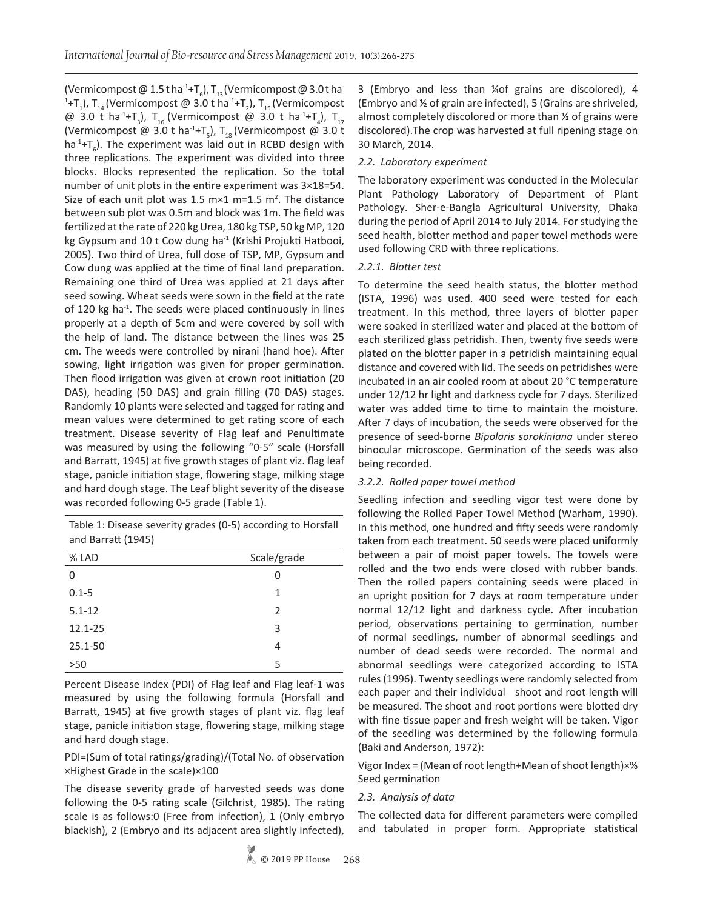(Vermicompost @ 1.5 t ha$^{-1}$+$T_6$), $T_{13}$ (Vermicompost @ 3.0 t ha$^{-1}$+$T_1$), $T_{14}$ (Vermicompost @ 3.0 t ha$^{-1}$+$T_2$), $T_{15}$ (Vermicompost @ 3.0 t ha$^{-1}$+$T_3$), $T_{16}$ (Vermicompost @ 3.0 t ha$^{-1}$+$T_4$), $T_{17}$ (Vermicompost @ 3.0 t ha$^{-1}$+$T_5$), $T_{18}$ (Vermicompost @ 3.0 t ha$^{-1}$+$T_6$). The experiment was laid out in RCBD design with three replications. The experiment was divided into three blocks. Blocks represented the replication. So the total number of unit plots in the entire experiment was 3×18=54. Size of each unit plot was 1.5 m×1 m=1.5 m$^2$. The distance between sub plot was 0.5m and block was 1m. The field was fertilized at the rate of 220 kg Urea, 180 kg TSP, 50 kg MP, 120 kg Gypsum and 10 t Cow dung ha$^{-1}$ (Krishi Projukti Hatbooi, 2005). Two third of Urea, full dose of TSP, MP, Gypsum and Cow dung was applied at the time of final land preparation. Remaining one third of Urea was applied at 21 days after seed sowing. Wheat seeds were sown in the field at the rate of 120 kg ha$^{-1}$. The seeds were placed continuously in lines properly at a depth of 5cm and were covered by soil with the help of land. The distance between the lines was 25 cm. The weeds were controlled by nirani (hand hoe). After sowing, light irrigation was given for proper germination. Then flood irrigation was given at crown root initiation (20 DAS), heading (50 DAS) and grain filling (70 DAS) stages. Randomly 10 plants were selected and tagged for rating and mean values were determined to get rating score of each treatment. Disease severity of Flag leaf and Penultimate was measured by using the following "0-5" scale (Horsfall and Barratt, 1945) at five growth stages of plant viz. flag leaf stage, panicle initiation stage, flowering stage, milking stage and hard dough stage. The Leaf blight severity of the disease was recorded following 0-5 grade (Table 1).

Table 1: Disease severity grades (0-5) according to Horsfall and Barratt (1945)

| % LAD | Scale/grade |
|---|---|
| 0 | 0 |
| 0.1-5 | 1 |
| 5.1-12 | 2 |
| 12.1-25 | 3 |
| 25.1-50 | 4 |
| >50 | 5 |

Percent Disease Index (PDI) of Flag leaf and Flag leaf-1 was measured by using the following formula (Horsfall and Barratt, 1945) at five growth stages of plant viz. flag leaf stage, panicle initiation stage, flowering stage, milking stage and hard dough stage.

PDI=(Sum of total ratings/grading)/(Total No. of observation ×Highest Grade in the scale)×100

The disease severity grade of harvested seeds was done following the 0-5 rating scale (Gilchrist, 1985). The rating scale is as follows:0 (Free from infection), 1 (Only embryo blackish), 2 (Embryo and its adjacent area slightly infected), 3 (Embryo and less than ¼of grains are discolored), 4 (Embryo and ½ of grain are infected), 5 (Grains are shriveled, almost completely discolored or more than ½ of grains were discolored).The crop was harvested at full ripening stage on 30 March, 2014.

### *2.2. Laboratory experiment*

The laboratory experiment was conducted in the Molecular Plant Pathology Laboratory of Department of Plant Pathology. Sher-e-Bangla Agricultural University, Dhaka during the period of April 2014 to July 2014. For studying the seed health, blotter method and paper towel methods were used following CRD with three replications.

#### *2.2.1. Blotter test*

To determine the seed health status, the blotter method (ISTA, 1996) was used. 400 seed were tested for each treatment. In this method, three layers of blotter paper were soaked in sterilized water and placed at the bottom of each sterilized glass petridish. Then, twenty five seeds were plated on the blotter paper in a petridish maintaining equal distance and covered with lid. The seeds on petridishes were incubated in an air cooled room at about 20 °C temperature under 12/12 hr light and darkness cycle for 7 days. Sterilized water was added time to time to maintain the moisture. After 7 days of incubation, the seeds were observed for the presence of seed-borne *Bipolaris sorokiniana* under stereo binocular microscope. Germination of the seeds was also being recorded.

#### *3.2.2. Rolled paper towel method*

Seedling infection and seedling vigor test were done by following the Rolled Paper Towel Method (Warham, 1990). In this method, one hundred and fifty seeds were randomly taken from each treatment. 50 seeds were placed uniformly between a pair of moist paper towels. The towels were rolled and the two ends were closed with rubber bands. Then the rolled papers containing seeds were placed in an upright position for 7 days at room temperature under normal 12/12 light and darkness cycle. After incubation period, observations pertaining to germination, number of normal seedlings, number of abnormal seedlings and number of dead seeds were recorded. The normal and abnormal seedlings were categorized according to ISTA rules (1996). Twenty seedlings were randomly selected from each paper and their individual shoot and root length will be measured. The shoot and root portions were blotted dry with fine tissue paper and fresh weight will be taken. Vigor of the seedling was determined by the following formula (Baki and Anderson, 1972):

Vigor Index = (Mean of root length+Mean of shoot length)×% Seed germination

### *2.3. Analysis of data*

The collected data for different parameters were compiled and tabulated in proper form. Appropriate statistical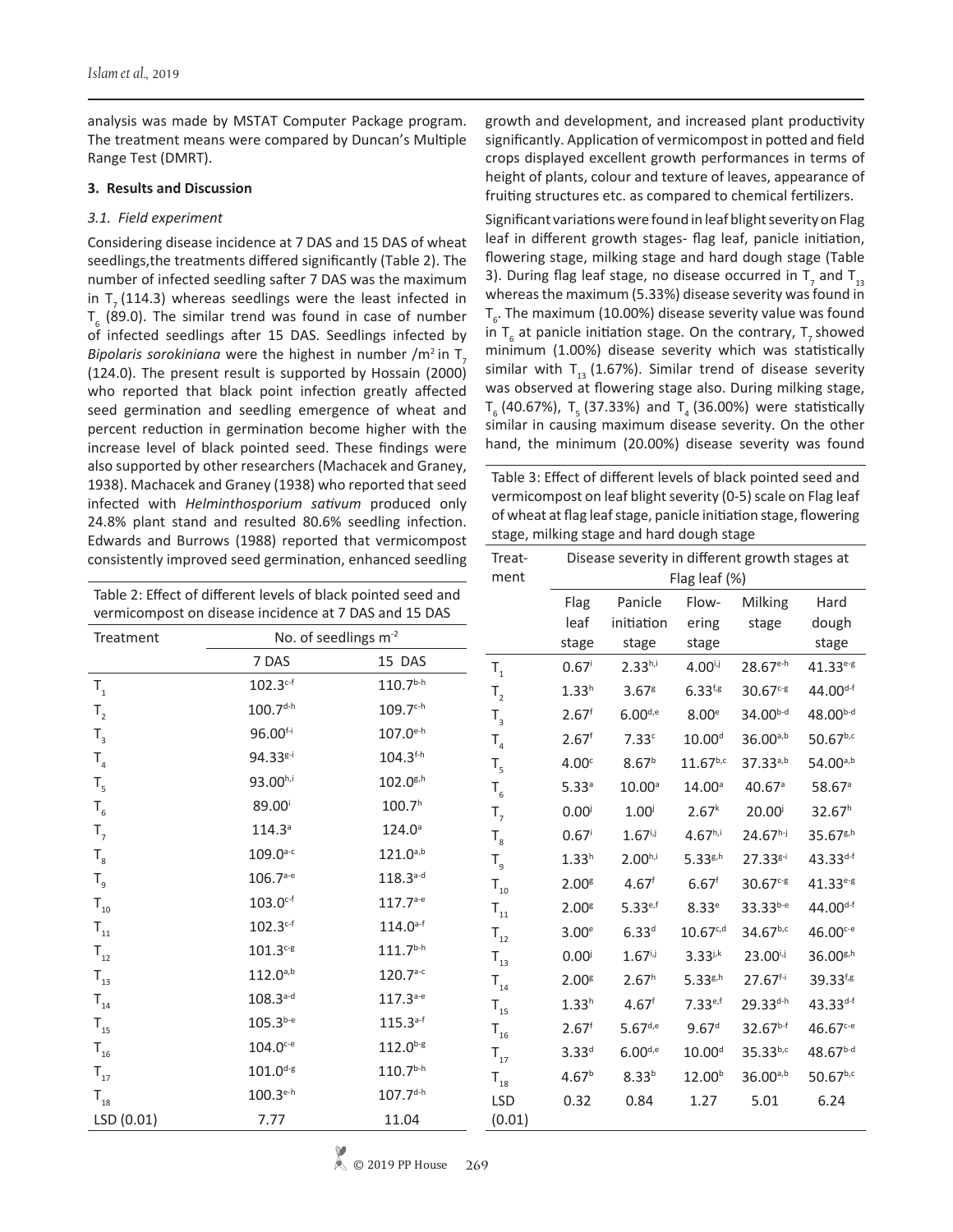analysis was made by MSTAT Computer Package program. The treatment means were compared by Duncan's Multiple Range Test (DMRT).

## 3. Results and Discussion

### 3.1. Field experiment

Considering disease incidence at 7 DAS and 15 DAS of wheat seedlings,the treatments differed significantly (Table 2). The number of infected seedling safter 7 DAS was the maximum in $T_7$ (114.3) whereas seedlings were the least infected in $T_6$ (89.0). The similar trend was found in case of number of infected seedlings after 15 DAS. Seedlings infected by *Bipolaris sorokiniana* were the highest in number /m$^2$ in $T_7$ (124.0). The present result is supported by Hossain (2000) who reported that black point infection greatly affected seed germination and seedling emergence of wheat and percent reduction in germination become higher with the increase level of black pointed seed. These findings were also supported by other researchers (Machacek and Graney, 1938). Machacek and Graney (1938) who reported that seed infected with *Helminthosporium sativum* produced only 24.8% plant stand and resulted 80.6% seedling infection. Edwards and Burrows (1988) reported that vermicompost consistently improved seed germination, enhanced seedling growth and development, and increased plant productivity significantly. Application of vermicompost in potted and field crops displayed excellent growth performances in terms of height of plants, colour and texture of leaves, appearance of fruiting structures etc. as compared to chemical fertilizers.

Table 2: Effect of different levels of black pointed seed and vermicompost on disease incidence at 7 DAS and 15 DAS

| Treatment | No. of seedlings m$^{-2}$ | |
|---|---|---|
| | 7 DAS | 15 DAS |
| $T_1$ | 102.3$^{c-f}$ | 110.7$^{b-h}$ |
| $T_2$ | 100.7$^{d-h}$ | 109.7$^{c-h}$ |
| $T_3$ | 96.00$^{f-i}$ | 107.0$^{e-h}$ |
| $T_4$ | 94.33$^{g-i}$ | 104.3$^{f-h}$ |
| $T_5$ | 93.00$^{h,i}$ | 102.0$^{g,h}$ |
| $T_6$ | 89.00$^{i}$ | 100.7$^{h}$ |
| $T_7$ | 114.3$^{a}$ | 124.0$^{a}$ |
| $T_8$ | 109.0$^{a-c}$ | 121.0$^{a,b}$ |
| $T_9$ | 106.7$^{a-e}$ | 118.3$^{a-d}$ |
| $T_{10}$ | 103.0$^{c-f}$ | 117.7$^{a-e}$ |
| $T_{11}$ | 102.3$^{c-f}$ | 114.0$^{a-f}$ |
| $T_{12}$ | 101.3$^{c-g}$ | 111.7$^{b-h}$ |
| $T_{13}$ | 112.0$^{a,b}$ | 120.7$^{a-c}$ |
| $T_{14}$ | 108.3$^{a-d}$ | 117.3$^{a-e}$ |
| $T_{15}$ | 105.3$^{b-e}$ | 115.3$^{a-f}$ |
| $T_{16}$ | 104.0$^{c-e}$ | 112.0$^{b-g}$ |
| $T_{17}$ | 101.0$^{d-g}$ | 110.7$^{b-h}$ |
| $T_{18}$ | 100.3$^{e-h}$ | 107.7$^{d-h}$ |
| LSD (0.01) | 7.77 | 11.04 |

Significant variations were found in leaf blight severity on Flag leaf in different growth stages- flag leaf, panicle initiation, flowering stage, milking stage and hard dough stage (Table 3). During flag leaf stage, no disease occurred in $T_7$ and $T_{13}$ whereas the maximum (5.33%) disease severity was found in $T_6$. The maximum (10.00%) disease severity value was found in $T_6$ at panicle initiation stage. On the contrary, $T_7$ showed minimum (1.00%) disease severity which was statistically similar with $T_{13}$ (1.67%). Similar trend of disease severity was observed at flowering stage also. During milking stage, $T_6$ (40.67%), $T_5$ (37.33%) and $T_4$ (36.00%) were statistically similar in causing maximum disease severity. On the other hand, the minimum (20.00%) disease severity was found

Table 3: Effect of different levels of black pointed seed and vermicompost on leaf blight severity (0-5) scale on Flag leaf of wheat at flag leaf stage, panicle initiation stage, flowering stage, milking stage and hard dough stage

| Treatment | Disease severity in different growth stages at Flag leaf (%) | | | | |
|---|---|---|---|---|---|
| | Flag leaf stage | Panicle initiation stage | Flowering stage | Milking stage | Hard dough stage |
| $T_1$ | 0.67$^{i}$ | 2.33$^{h,i}$ | 4.00$^{i,j}$ | 28.67$^{e-h}$ | 41.33$^{e-g}$ |
| $T_2$ | 1.33$^{h}$ | 3.67$^{g}$ | 6.33$^{f,g}$ | 30.67$^{c-g}$ | 44.00$^{d-f}$ |
| $T_3$ | 2.67$^{f}$ | 6.00$^{d,e}$ | 8.00$^{e}$ | 34.00$^{b-d}$ | 48.00$^{b-d}$ |
| $T_4$ | 2.67$^{f}$ | 7.33$^{c}$ | 10.00$^{d}$ | 36.00$^{a,b}$ | 50.67$^{b,c}$ |
| $T_5$ | 4.00$^{c}$ | 8.67$^{b}$ | 11.67$^{b,c}$ | 37.33$^{a,b}$ | 54.00$^{a,b}$ |
| $T_6$ | 5.33$^{a}$ | 10.00$^{a}$ | 14.00$^{a}$ | 40.67$^{a}$ | 58.67$^{a}$ |
| $T_7$ | 0.00$^{j}$ | 1.00$^{j}$ | 2.67$^{k}$ | 20.00$^{j}$ | 32.67$^{h}$ |
| $T_8$ | 0.67$^{i}$ | 1.67$^{i,j}$ | 4.67$^{h,i}$ | 24.67$^{h-j}$ | 35.67$^{g,h}$ |
| $T_9$ | 1.33$^{h}$ | 2.00$^{h,i}$ | 5.33$^{g,h}$ | 27.33$^{g-i}$ | 43.33$^{d-f}$ |
| $T_{10}$ | 2.00$^{g}$ | 4.67$^{f}$ | 6.67$^{f}$ | 30.67$^{c-g}$ | 41.33$^{e-g}$ |
| $T_{11}$ | 2.00$^{g}$ | 5.33$^{e,f}$ | 8.33$^{e}$ | 33.33$^{b-e}$ | 44.00$^{d-f}$ |
| $T_{12}$ | 3.00$^{e}$ | 6.33$^{d}$ | 10.67$^{c,d}$ | 34.67$^{b,c}$ | 46.00$^{c-e}$ |
| $T_{13}$ | 0.00$^{j}$ | 1.67$^{i,j}$ | 3.33$^{j,k}$ | 23.00$^{i,j}$ | 36.00$^{g,h}$ |
| $T_{14}$ | 2.00$^{g}$ | 2.67$^{h}$ | 5.33$^{g,h}$ | 27.67$^{f-i}$ | 39.33$^{f,g}$ |
| $T_{15}$ | 1.33$^{h}$ | 4.67$^{f}$ | 7.33$^{e,f}$ | 29.33$^{d-h}$ | 43.33$^{d-f}$ |
| $T_{16}$ | 2.67$^{f}$ | 5.67$^{d,e}$ | 9.67$^{d}$ | 32.67$^{b-f}$ | 46.67$^{c-e}$ |
| $T_{17}$ | 3.33$^{d}$ | 6.00$^{d,e}$ | 10.00$^{d}$ | 35.33$^{b,c}$ | 48.67$^{b-d}$ |
| $T_{18}$ | 4.67$^{b}$ | 8.33$^{b}$ | 12.00$^{b}$ | 36.00$^{a,b}$ | 50.67$^{b,c}$ |
| LSD (0.01) | 0.32 | 0.84 | 1.27 | 5.01 | 6.24 |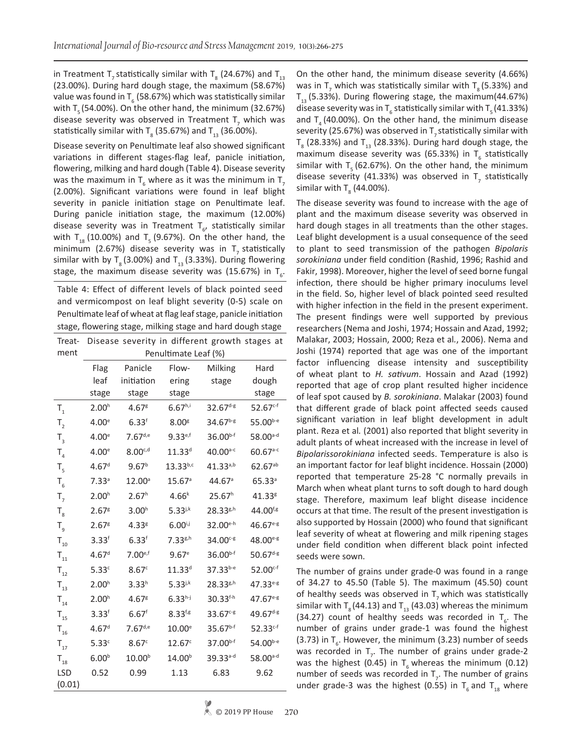in Treatment $T_7$ statistically similar with $T_8$ (24.67%) and $T_{13}$ (23.00%). During hard dough stage, the maximum (58.67%) value was found in $T_6$ (58.67%) which was statistically similar with $T_5$ (54.00%). On the other hand, the minimum (32.67%) disease severity was observed in Treatment $T_7$ which was statistically similar with $T_8$ (35.67%) and $T_{13}$ (36.00%).

Disease severity on Penultimate leaf also showed significant variations in different stages-flag leaf, panicle initiation, flowering, milking and hard dough (Table 4). Disease severity was the maximum in $T_6$ where as it was the minimum in $T_7$ (2.00%). Significant variations were found in leaf blight severity in panicle initiation stage on Penultimate leaf. During panicle initiation stage, the maximum (12.00%) disease severity was in Treatment $T_6$, statistically similar with $T_{18}$ (10.00%) and $T_5$ (9.67%). On the other hand, the minimum (2.67%) disease severity was in $T_7$ statistically similar with by $T_8$ (3.00%) and $T_{13}$ (3.33%). During flowering stage, the maximum disease severity was (15.67%) in $T_6$.

Table 4: Effect of different levels of black pointed seed and vermicompost on leaf blight severity (0-5) scale on Penultimate leaf of wheat at flag leaf stage, panicle initiation stage, flowering stage, milking stage and hard dough stage

| Treatment | Disease severity in different growth stages at Penultimate Leaf (%) | | | | |
|---|---|---|---|---|---|
| | Flag leaf stage | Panicle initiation stage | Flowering stage | Milking stage | Hard dough stage |
| $T_1$ | 2.00$^{h}$ | 4.67$^{g}$ | 6.67$^{h,i}$ | 32.67$^{d-g}$ | 52.67$^{c-f}$ |
| $T_2$ | 4.00$^{e}$ | 6.33$^{f}$ | 8.00$^{g}$ | 34.67$^{b-g}$ | 55.00$^{b-e}$ |
| $T_3$ | 4.00$^{e}$ | 7.67$^{d,e}$ | 9.33$^{e,f}$ | 36.00$^{b-f}$ | 58.00$^{a-d}$ |
| $T_4$ | 4.00$^{e}$ | 8.00$^{c,d}$ | 11.33$^{d}$ | 40.00$^{a-c}$ | 60.67$^{a-c}$ |
| $T_5$ | 4.67$^{d}$ | 9.67$^{b}$ | 13.33$^{b,c}$ | 41.33$^{a,b}$ | 62.67$^{ab}$ |
| $T_6$ | 7.33$^{a}$ | 12.00$^{a}$ | 15.67$^{a}$ | 44.67$^{a}$ | 65.33$^{a}$ |
| $T_7$ | 2.00$^{h}$ | 2.67$^{h}$ | 4.66$^{k}$ | 25.67$^{h}$ | 41.33$^{g}$ |
| $T_8$ | 2.67$^{g}$ | 3.00$^{h}$ | 5.33$^{j,k}$ | 28.33$^{g,h}$ | 44.00$^{f,g}$ |
| $T_9$ | 2.67$^{g}$ | 4.33$^{g}$ | 6.00$^{i,j}$ | 32.00$^{e-h}$ | 46.67$^{e-g}$ |
| $T_{10}$ | 3.33$^{f}$ | 6.33$^{f}$ | 7.33$^{g,h}$ | 34.00$^{c-g}$ | 48.00$^{e-g}$ |
| $T_{11}$ | 4.67$^{d}$ | 7.00$^{e,f}$ | 9.67$^{e}$ | 36.00$^{b-f}$ | 50.67$^{d-g}$ |
| $T_{12}$ | 5.33$^{c}$ | 8.67$^{c}$ | 11.33$^{d}$ | 37.33$^{b-e}$ | 52.00$^{c-f}$ |
| $T_{13}$ | 2.00$^{h}$ | 3.33$^{h}$ | 5.33$^{j,k}$ | 28.33$^{g,h}$ | 47.33$^{e-g}$ |
| $T_{14}$ | 2.00$^{h}$ | 4.67$^{g}$ | 6.33$^{h-j}$ | 30.33$^{f-h}$ | 47.67$^{e-g}$ |
| $T_{15}$ | 3.33$^{f}$ | 6.67$^{f}$ | 8.33$^{f,g}$ | 33.67$^{c-g}$ | 49.67$^{d-g}$ |
| $T_{16}$ | 4.67$^{d}$ | 7.67$^{d,e}$ | 10.00$^{e}$ | 35.67$^{b-f}$ | 52.33$^{c-f}$ |
| $T_{17}$ | 5.33$^{c}$ | 8.67$^{c}$ | 12.67$^{c}$ | 37.00$^{b-f}$ | 54.00$^{b-e}$ |
| $T_{18}$ | 6.00$^{b}$ | 10.00$^{b}$ | 14.00$^{b}$ | 39.33$^{a-d}$ | 58.00$^{a-d}$ |
| LSD (0.01) | 0.52 | 0.99 | 1.13 | 6.83 | 9.62 |

On the other hand, the minimum disease severity (4.66%) was in $T_7$ which was statistically similar with $T_8$ (5.33%) and $T_{13}$ (5.33%). During flowering stage, the maximum(44.67%) disease severity was in $T_6$ statistically similar with $T_5$ (41.33%) and $T_4$ (40.00%). On the other hand, the minimum disease severity (25.67%) was observed in $T_7$ statistically similar with $T_8$ (28.33%) and $T_{13}$ (28.33%). During hard dough stage, the maximum disease severity was (65.33%) in $T_6$ statistically similar with $T_5$ (62.67%). On the other hand, the minimum disease severity (41.33%) was observed in $T_7$ statistically similar with $T_8$ (44.00%).

The disease severity was found to increase with the age of plant and the maximum disease severity was observed in hard dough stages in all treatments than the other stages. Leaf blight development is a usual consequence of the seed to plant to seed transmission of the pathogen *Bipolaris sorokiniana* under field condition (Rashid, 1996; Rashid and Fakir, 1998). Moreover, higher the level of seed borne fungal infection, there should be higher primary inoculums level in the field. So, higher level of black pointed seed resulted with higher infection in the field in the present experiment. The present findings were well supported by previous researchers (Nema and Joshi, 1974; Hossain and Azad, 1992; Malakar, 2003; Hossain, 2000; Reza et al., 2006). Nema and Joshi (1974) reported that age was one of the important factor influencing disease intensity and susceptibility of wheat plant to *H. sativum*. Hossain and Azad (1992) reported that age of crop plant resulted higher incidence of leaf spot caused by *B. sorokiniana*. Malakar (2003) found that different grade of black point affected seeds caused significant variation in leaf blight development in adult plant. Reza et al. (2001) also reported that blight severity in adult plants of wheat increased with the increase in level of *Bipolarissorokiniana* infected seeds. Temperature is also is an important factor for leaf blight incidence. Hossain (2000) reported that temperature 25-28 °C normally prevails in March when wheat plant turns to soft dough to hard dough stage. Therefore, maximum leaf blight disease incidence occurs at that time. The result of the present investigation is also supported by Hossain (2000) who found that significant leaf severity of wheat at flowering and milk ripening stages under field condition when different black point infected seeds were sown.

The number of grains under grade-0 was found in a range of 34.27 to 45.50 (Table 5). The maximum (45.50) count of healthy seeds was observed in $T_7$ which was statistically similar with $T_8$ (44.13) and $T_{13}$ (43.03) whereas the minimum (34.27) count of healthy seeds was recorded in $T_6$. The number of grains under grade-1 was found the highest (3.73) in $T_6$. However, the minimum (3.23) number of seeds was recorded in $T_7$. The number of grains under grade-2 was the highest (0.45) in $T_6$ whereas the minimum (0.12) number of seeds was recorded in $T_7$. The number of grains under grade-3 was the highest (0.55) in $T_6$ and $T_{18}$ where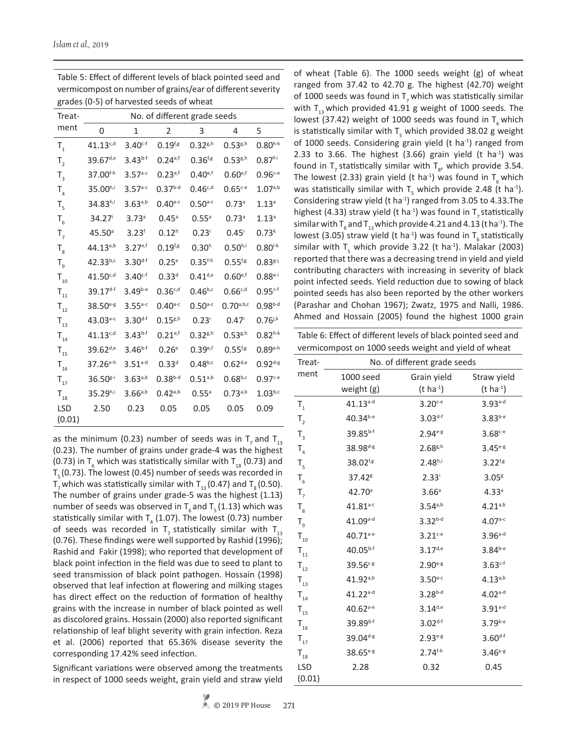Table 5: Effect of different levels of black pointed seed and vermicompost on number of grains/ear of different severity grades (0-5) of harvested seeds of wheat

| Treatment | No. of different grade seeds | | | | | |
|---|---|---|---|---|---|---|
| | 0 | 1 | 2 | 3 | 4 | 5 |
| $T_1$ | 41.13[c,d] | 3.40[c-f] | 0.19[f,g] | 0.32[g,h] | 0.53[g,h] | 0.80[h-k] |
| $T_2$ | 39.67[d,e] | 3.43[b-f] | 0.24[e,f] | 0.36[f,g] | 0.53[g,h] | 0.87[f-i] |
| $T_3$ | 37.00[f-h] | 3.57[a-c] | 0.23[e,f] | 0.40[e,f] | 0.60[e,f] | 0.96[c-e] |
| $T_4$ | 35.00[h,i] | 3.57[a-c] | 0.37[b-d] | 0.46[c,d] | 0.65[c-e] | 1.07[a,b] |
| $T_5$ | 34.83[h,i] | 3.63[a,b] | 0.40[a-c] | 0.50[a-c] | 0.73[a] | 1.13[a] |
| $T_6$ | 34.27[i] | 3.73[a] | 0.45[a] | 0.55[a] | 0.73[a] | 1.13[a] |
| $T_7$ | 45.50[a] | 3.23[f] | 0.12[h] | 0.23[i] | 0.45[i] | 0.73[k] |
| $T_8$ | 44.13[a,b] | 3.27[e,f] | 0.19[f,g] | 0.30[h] | 0.50[h,i] | 0.80[i-k] |
| $T_9$ | 42.33[b,c] | 3.30[d-f] | 0.25[e] | 0.35[f-h] | 0.55[f,g] | 0.83[g-j] |
| $T_{10}$ | 41.50[c,d] | 3.40[c-f] | 0.33[d] | 0.41[d,e] | 0.60[e,f] | 0.88[e-i] |
| $T_{11}$ | 39.17[d-f] | 3.49[b-e] | 0.36[c,d] | 0.46[b,c] | 0.66[c,d] | 0.95[c-f] |
| $T_{12}$ | 38.50[e-g] | 3.55[a-c] | 0.40[a-c] | 0.50[a-c] | 0.70[a,b,c] | 0.98[b-d] |
| $T_{13}$ | 43.03[a-c] | 3.30[d-f] | 0.15[g,h] | 0.23[i] | 0.47[i] | 0.76[j,k] |
| $T_{14}$ | 41.13[c,d] | 3.43[b-f] | 0.21[e,f] | 0.32[g,h] | 0.53[g,h] | 0.82[h-k] |
| $T_{15}$ | 39.62[d,e] | 3.46[b-f] | 0.26[e] | 0.39[e,f] | 0.55[f,g] | 0.89[e-h] |
| $T_{16}$ | 37.26[e-h] | 3.51[a-d] | 0.33[d] | 0.48[b,c] | 0.62[d,e] | 0.92[d-g] |
| $T_{17}$ | 36.50[g-i] | 3.63[a,b] | 0.38[b-d] | 0.51[a,b] | 0.68[b,c] | 0.97[c-e] |
| $T_{18}$ | 35.29[h,i] | 3.66[a,b] | 0.42[a,b] | 0.55[a] | 0.73[a,b] | 1.03[b,c] |
| LSD (0.01) | 2.50 | 0.23 | 0.05 | 0.05 | 0.05 | 0.09 |

as the minimum (0.23) number of seeds was in $T_7$ and $T_{13}$ (0.23). The number of grains under grade-4 was the highest (0.73) in $T_6$ which was statistically similar with $T_{18}$ (0.73) and $T_5$ (0.73). The lowest (0.45) number of seeds was recorded in $T_7$ which was statistically similar with $T_{13}$ (0.47) and $T_8$ (0.50). The number of grains under grade-5 was the highest (1.13) number of seeds was observed in $T_6$ and $T_5$ (1.13) which was statistically similar with $T_4$ (1.07). The lowest (0.73) number of seeds was recorded in $T_7$ statistically similar with $T_{13}$ (0.76). These findings were well supported by Rashid (1996); Rashid and Fakir (1998); who reported that development of black point infection in the field was due to seed to plant to seed transmission of black point pathogen. Hossain (1998) observed that leaf infection at flowering and milking stages has direct effect on the reduction of formation of healthy grains with the increase in number of black pointed as well as discolored grains. Hossain (2000) also reported significant relationship of leaf blight severity with grain infection. Reza et al. (2006) reported that 65.36% disease severity the corresponding 17.42% seed infection.

Significant variations were observed among the treatments in respect of 1000 seeds weight, grain yield and straw yield of wheat (Table 6). The 1000 seeds weight (g) of wheat ranged from 37.42 to 42.70 g. The highest (42.70) weight of 1000 seeds was found in $T_7$ which was statistically similar with $T_{13}$ which provided 41.91 g weight of 1000 seeds. The lowest (37.42) weight of 1000 seeds was found in $T_6$ which is statistically similar with $T_5$ which provided 38.02 g weight of 1000 seeds. Considering grain yield (t ha$^{-1}$) ranged from 2.33 to 3.66. The highest (3.66) grain yield (t ha$^{-1}$) was found in $T_7$ statistically similar with $T_8$, which provide 3.54. The lowest (2.33) grain yield (t ha$^{-1}$) was found in $T_6$ which was statistically similar with $T_5$ which provide 2.48 (t ha$^{-1}$). Considering straw yield (t ha$^{-1}$) ranged from 3.05 to 4.33.The highest (4.33) straw yield (t ha$^{-1}$) was found in $T_7$ statistically similar with $T_8$ and $T_{13}$ which provide 4.21 and 4.13 (t ha$^{-1}$). The lowest (3.05) straw yield (t ha$^{-1}$) was found in $T_6$ statistically similar with $T_5$ which provide 3.22 (t ha$^{-1}$). Malakar (2003) reported that there was a decreasing trend in yield and yield contributing characters with increasing in severity of black point infected seeds. Yield reduction due to sowing of black pointed seeds has also been reported by the other workers (Parashar and Chohan 1967); Zwatz, 1975 and Nalli, 1986. Ahmed and Hossain (2005) found the highest 1000 grain

Table 6: Effect of different levels of black pointed seed and vermicompost on 1000 seeds weight and yield of wheat

| Treatment | No. of different grade seeds | | |
|---|---|---|---|
| | 1000 seed weight (g) | Grain yield (t ha$^{-1}$) | Straw yield (t ha$^{-1}$) |
| $T_1$ | 41.13[a-d] | 3.20[c-e] | 3.93[a-d] |
| $T_2$ | 40.34[b-e] | 3.03[d-f] | 3.83[b-e] |
| $T_3$ | 39.85[b-f] | 2.94[e-g] | 3.68[c-e] |
| $T_4$ | 38.98[d-g] | 2.68[g,h] | 3.45[e-g] |
| $T_5$ | 38.02[f,g] | 2.48[h,i] | 3.22[f,g] |
| $T_6$ | 37.42[g] | 2.33[i] | 3.05[g] |
| $T_7$ | 42.70[a] | 3.66[a] | 4.33[a] |
| $T_8$ | 41.81[a-c] | 3.54[a,b] | 4.21[a,b] |
| $T_9$ | 41.09[a-d] | 3.32[b-d] | 4.07[a-c] |
| $T_{10}$ | 40.71[a-e] | 3.21[c-e] | 3.96[a-d] |
| $T_{11}$ | 40.05[b-f] | 3.17[d,e] | 3.84[b-e] |
| $T_{12}$ | 39.56[c-g] | 2.90[e-g] | 3.63[c-f] |
| $T_{13}$ | 41.92[a,b] | 3.50[a-c] | 4.13[a,b] |
| $T_{14}$ | 41.22[a-d] | 3.28[b-d] | 4.02[a-d] |
| $T_{15}$ | 40.62[a-e] | 3.14[d,e] | 3.91[a-d] |
| $T_{16}$ | 39.89[b-f] | 3.02[d-f] | 3.79[b-e] |
| $T_{17}$ | 39.04[d-g] | 2.93[e-g] | 3.60[d-f] |
| $T_{18}$ | 38.65[e-g] | 2.74[f-h] | 3.46[e-g] |
| LSD (0.01) | 2.28 | 0.32 | 0.45 |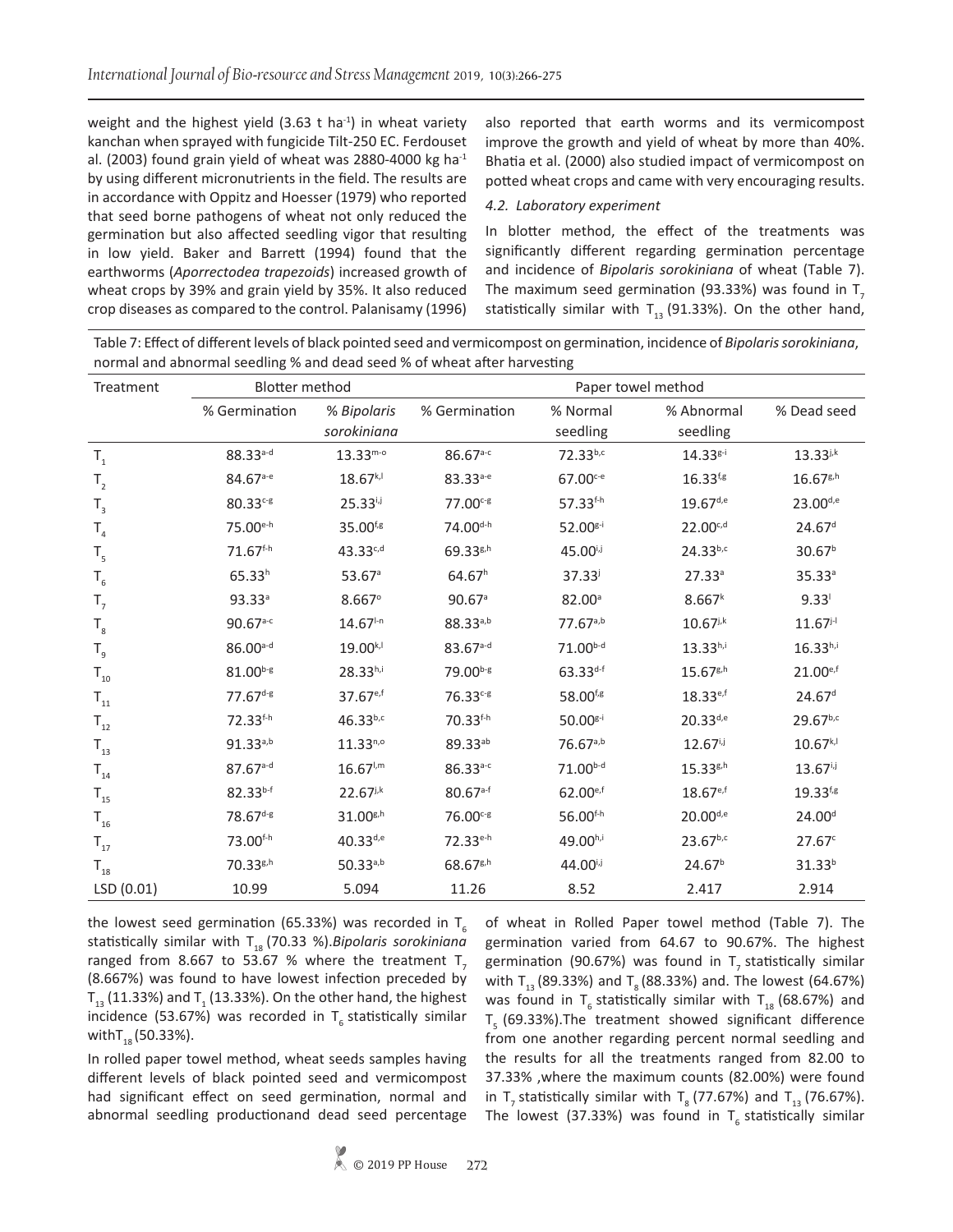weight and the highest yield (3.63 t ha$^{-1}$) in wheat variety kanchan when sprayed with fungicide Tilt-250 EC. Ferdouset al. (2003) found grain yield of wheat was 2880-4000 kg ha$^{-1}$ by using different micronutrients in the field. The results are in accordance with Oppitz and Hoesser (1979) who reported that seed borne pathogens of wheat not only reduced the germination but also affected seedling vigor that resulting in low yield. Baker and Barrett (1994) found that the earthworms (*Aporrectodea trapezoids*) increased growth of wheat crops by 39% and grain yield by 35%. It also reduced crop diseases as compared to the control. Palanisamy (1996) also reported that earth worms and its vermicompost improve the growth and yield of wheat by more than 40%. Bhatia et al. (2000) also studied impact of vermicompost on potted wheat crops and came with very encouraging results.

*4.2. Laboratory experiment*

In blotter method, the effect of the treatments was significantly different regarding germination percentage and incidence of *Bipolaris sorokiniana* of wheat (Table 7). The maximum seed germination (93.33%) was found in $T_7$ statistically similar with $T_{13}$ (91.33%). On the other hand, the lowest seed germination (65.33%) was recorded in $T_6$ statistically similar with $T_{18}$ (70.33 %).*Bipolaris sorokiniana* ranged from 8.667 to 53.67 % where the treatment $T_7$ (8.667%) was found to have lowest infection preceded by $T_{13}$ (11.33%) and $T_1$ (13.33%). On the other hand, the highest incidence (53.67%) was recorded in $T_6$ statistically similar with$T_{18}$ (50.33%).

Table 7: Effect of different levels of black pointed seed and vermicompost on germination, incidence of *Bipolaris sorokiniana*, normal and abnormal seedling % and dead seed % of wheat after harvesting

| Treatment | Blotter method | | Paper towel method | | | |
|---|---|---|---|---|---|---|
| | % Germination | % *Bipolaris sorokiniana* | % Germination | % Normal seedling | % Abnormal seedling | % Dead seed |
| $T_1$ | 88.33$^{a-d}$ | 13.33$^{m-o}$ | 86.67$^{a-c}$ | 72.33$^{b,c}$ | 14.33$^{g-i}$ | 13.33$^{j,k}$ |
| $T_2$ | 84.67$^{a-e}$ | 18.67$^{k,l}$ | 83.33$^{a-e}$ | 67.00$^{c-e}$ | 16.33$^{f,g}$ | 16.67$^{g,h}$ |
| $T_3$ | 80.33$^{c-g}$ | 25.33$^{i,j}$ | 77.00$^{c-g}$ | 57.33$^{f-h}$ | 19.67$^{d,e}$ | 23.00$^{d,e}$ |
| $T_4$ | 75.00$^{e-h}$ | 35.00$^{f,g}$ | 74.00$^{d-h}$ | 52.00$^{g-i}$ | 22.00$^{c,d}$ | 24.67$^{d}$ |
| $T_5$ | 71.67$^{f-h}$ | 43.33$^{c,d}$ | 69.33$^{g,h}$ | 45.00$^{i,j}$ | 24.33$^{b,c}$ | 30.67$^{b}$ |
| $T_6$ | 65.33$^{h}$ | 53.67$^{a}$ | 64.67$^{h}$ | 37.33$^{j}$ | 27.33$^{a}$ | 35.33$^{a}$ |
| $T_7$ | 93.33$^{a}$ | 8.667$^{o}$ | 90.67$^{a}$ | 82.00$^{a}$ | 8.667$^{k}$ | 9.33$^{l}$ |
| $T_8$ | 90.67$^{a-c}$ | 14.67$^{l-n}$ | 88.33$^{a,b}$ | 77.67$^{a,b}$ | 10.67$^{j,k}$ | 11.67$^{j-l}$ |
| $T_9$ | 86.00$^{a-d}$ | 19.00$^{k,l}$ | 83.67$^{a-d}$ | 71.00$^{b-d}$ | 13.33$^{h,i}$ | 16.33$^{h,i}$ |
| $T_{10}$ | 81.00$^{b-g}$ | 28.33$^{h,i}$ | 79.00$^{b-g}$ | 63.33$^{d-f}$ | 15.67$^{g,h}$ | 21.00$^{e,f}$ |
| $T_{11}$ | 77.67$^{d-g}$ | 37.67$^{e,f}$ | 76.33$^{c-g}$ | 58.00$^{f,g}$ | 18.33$^{e,f}$ | 24.67$^{d}$ |
| $T_{12}$ | 72.33$^{f-h}$ | 46.33$^{b,c}$ | 70.33$^{f-h}$ | 50.00$^{g-i}$ | 20.33$^{d,e}$ | 29.67$^{b,c}$ |
| $T_{13}$ | 91.33$^{a,b}$ | 11.33$^{n,o}$ | 89.33$^{ab}$ | 76.67$^{a,b}$ | 12.67$^{i,j}$ | 10.67$^{k,l}$ |
| $T_{14}$ | 87.67$^{a-d}$ | 16.67$^{l,m}$ | 86.33$^{a-c}$ | 71.00$^{b-d}$ | 15.33$^{g,h}$ | 13.67$^{i,j}$ |
| $T_{15}$ | 82.33$^{b-f}$ | 22.67$^{j,k}$ | 80.67$^{a-f}$ | 62.00$^{e,f}$ | 18.67$^{e,f}$ | 19.33$^{f,g}$ |
| $T_{16}$ | 78.67$^{d-g}$ | 31.00$^{g,h}$ | 76.00$^{c-g}$ | 56.00$^{f-h}$ | 20.00$^{d,e}$ | 24.00$^{d}$ |
| $T_{17}$ | 73.00$^{f-h}$ | 40.33$^{d,e}$ | 72.33$^{e-h}$ | 49.00$^{h,i}$ | 23.67$^{b,c}$ | 27.67$^{c}$ |
| $T_{18}$ | 70.33$^{g,h}$ | 50.33$^{a,b}$ | 68.67$^{g,h}$ | 44.00$^{i,j}$ | 24.67$^{b}$ | 31.33$^{b}$ |
| LSD (0.01) | 10.99 | 5.094 | 11.26 | 8.52 | 2.417 | 2.914 |

In rolled paper towel method, wheat seeds samples having different levels of black pointed seed and vermicompost had significant effect on seed germination, normal and abnormal seedling productionand dead seed percentage of wheat in Rolled Paper towel method (Table 7). The germination varied from 64.67 to 90.67%. The highest germination (90.67%) was found in $T_7$ statistically similar with $T_{13}$ (89.33%) and $T_8$ (88.33%) and. The lowest (64.67%) was found in $T_6$ statistically similar with $T_{18}$ (68.67%) and $T_5$ (69.33%).The treatment showed significant difference from one another regarding percent normal seedling and the results for all the treatments ranged from 82.00 to 37.33% ,where the maximum counts (82.00%) were found in $T_7$ statistically similar with $T_8$ (77.67%) and $T_{13}$ (76.67%). The lowest (37.33%) was found in $T_6$ statistically similar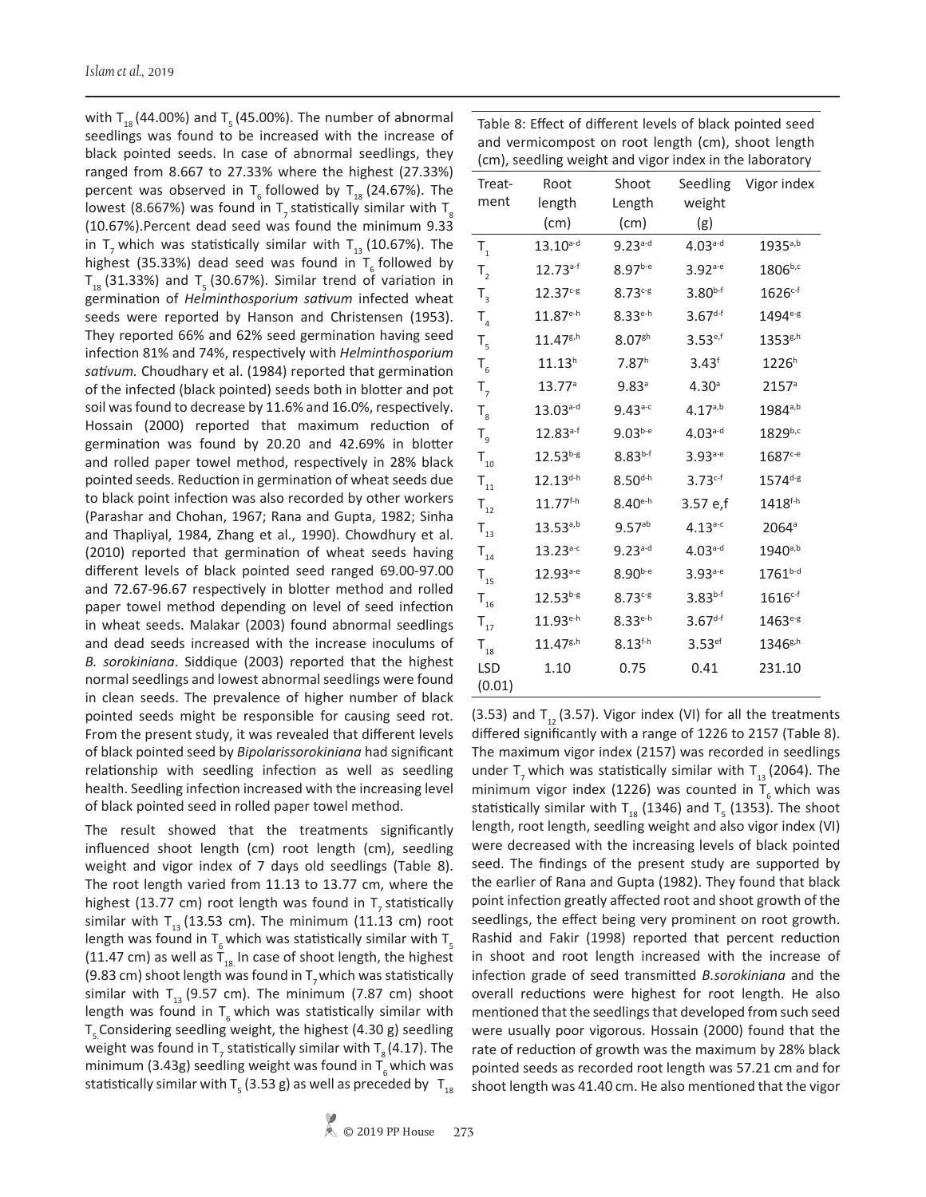with $T_{18}$ (44.00%) and $T_5$ (45.00%). The number of abnormal seedlings was found to be increased with the increase of black pointed seeds. In case of abnormal seedlings, they ranged from 8.667 to 27.33% where the highest (27.33%) percent was observed in $T_6$ followed by $T_{18}$ (24.67%). The lowest (8.667%) was found in $T_7$ statistically similar with $T_8$ (10.67%).Percent dead seed was found the minimum 9.33 in $T_7$ which was statistically similar with $T_{13}$ (10.67%). The highest (35.33%) dead seed was found in $T_6$ followed by $T_{18}$ (31.33%) and $T_5$ (30.67%). Similar trend of variation in germination of *Helminthosporium sativum* infected wheat seeds were reported by Hanson and Christensen (1953). They reported 66% and 62% seed germination having seed infection 81% and 74%, respectively with *Helminthosporium sativum.* Choudhary et al. (1984) reported that germination of the infected (black pointed) seeds both in blotter and pot soil was found to decrease by 11.6% and 16.0%, respectively. Hossain (2000) reported that maximum reduction of germination was found by 20.20 and 42.69% in blotter and rolled paper towel method, respectively in 28% black pointed seeds. Reduction in germination of wheat seeds due to black point infection was also recorded by other workers (Parashar and Chohan, 1967; Rana and Gupta, 1982; Sinha and Thapliyal, 1984, Zhang et al., 1990). Chowdhury et al. (2010) reported that germination of wheat seeds having different levels of black pointed seed ranged 69.00-97.00 and 72.67-96.67 respectively in blotter method and rolled paper towel method depending on level of seed infection in wheat seeds. Malakar (2003) found abnormal seedlings and dead seeds increased with the increase inoculums of *B. sorokiniana*. Siddique (2003) reported that the highest normal seedlings and lowest abnormal seedlings were found in clean seeds. The prevalence of higher number of black pointed seeds might be responsible for causing seed rot. From the present study, it was revealed that different levels of black pointed seed by *Bipolarissorokiniana* had significant relationship with seedling infection as well as seedling health. Seedling infection increased with the increasing level of black pointed seed in rolled paper towel method.

The result showed that the treatments significantly influenced shoot length (cm) root length (cm), seedling weight and vigor index of 7 days old seedlings (Table 8). The root length varied from 11.13 to 13.77 cm, where the highest (13.77 cm) root length was found in $T_7$ statistically similar with $T_{13}$ (13.53 cm). The minimum (11.13 cm) root length was found in $T_6$ which was statistically similar with $T_5$ (11.47 cm) as well as $T_{18.}$ In case of shoot length, the highest (9.83 cm) shoot length was found in $T_7$ which was statistically similar with $T_{13}$ (9.57 cm). The minimum (7.87 cm) shoot length was found in $T_6$ which was statistically similar with $T_5$.Considering seedling weight, the highest (4.30 g) seedling weight was found in $T_7$ statistically similar with $T_8$ (4.17). The minimum (3.43g) seedling weight was found in $T_6$ which was statistically similar with $T_5$ (3.53 g) as well as preceded by $T_{18}$ (3.53) and $T_{12}$ (3.57). Vigor index (VI) for all the treatments differed significantly with a range of 1226 to 2157 (Table 8). The maximum vigor index (2157) was recorded in seedlings under $T_7$ which was statistically similar with $T_{13}$ (2064). The minimum vigor index (1226) was counted in $T_6$ which was statistically similar with $T_{18}$ (1346) and $T_5$ (1353). The shoot length, root length, seedling weight and also vigor index (VI) were decreased with the increasing levels of black pointed seed. The findings of the present study are supported by the earlier of Rana and Gupta (1982). They found that black point infection greatly affected root and shoot growth of the seedlings, the effect being very prominent on root growth. Rashid and Fakir (1998) reported that percent reduction in shoot and root length increased with the increase of infection grade of seed transmitted *B.sorokiniana* and the overall reductions were highest for root length. He also mentioned that the seedlings that developed from such seed were usually poor vigorous. Hossain (2000) found that the rate of reduction of growth was the maximum by 28% black pointed seeds as recorded root length was 57.21 cm and for shoot length was 41.40 cm. He also mentioned that the vigor

Table 8: Effect of different levels of black pointed seed and vermicompost on root length (cm), shoot length (cm), seedling weight and vigor index in the laboratory

| Treatment | Root length (cm) | Shoot Length (cm) | Seedling weight (g) | Vigor index |
|---|---|---|---|---|
| $T_1$ | $13.10^{a-d}$ | $9.23^{a-d}$ | $4.03^{a-d}$ | $1935^{a,b}$ |
| $T_2$ | $12.73^{a-f}$ | $8.97^{b-e}$ | $3.92^{a-e}$ | $1806^{b,c}$ |
| $T_3$ | $12.37^{c-g}$ | $8.73^{c-g}$ | $3.80^{b-f}$ | $1626^{c-f}$ |
| $T_4$ | $11.87^{e-h}$ | $8.33^{e-h}$ | $3.67^{d-f}$ | $1494^{e-g}$ |
| $T_5$ | $11.47^{g,h}$ | $8.07^{gh}$ | $3.53^{e,f}$ | $1353^{g,h}$ |
| $T_6$ | $11.13^{h}$ | $7.87^{h}$ | $3.43^{f}$ | $1226^{h}$ |
| $T_7$ | $13.77^{a}$ | $9.83^{a}$ | $4.30^{a}$ | $2157^{a}$ |
| $T_8$ | $13.03^{a-d}$ | $9.43^{a-c}$ | $4.17^{a,b}$ | $1984^{a,b}$ |
| $T_9$ | $12.83^{a-f}$ | $9.03^{b-e}$ | $4.03^{a-d}$ | $1829^{b,c}$ |
| $T_{10}$ | $12.53^{b-g}$ | $8.83^{b-f}$ | $3.93^{a-e}$ | $1687^{c-e}$ |
| $T_{11}$ | $12.13^{d-h}$ | $8.50^{d-h}$ | $3.73^{c-f}$ | $1574^{d-g}$ |
| $T_{12}$ | $11.77^{f-h}$ | $8.40^{e-h}$ | 3.57 e,f | $1418^{f-h}$ |
| $T_{13}$ | $13.53^{a,b}$ | $9.57^{ab}$ | $4.13^{a-c}$ | $2064^{a}$ |
| $T_{14}$ | $13.23^{a-c}$ | $9.23^{a-d}$ | $4.03^{a-d}$ | $1940^{a,b}$ |
| $T_{15}$ | $12.93^{a-e}$ | $8.90^{b-e}$ | $3.93^{a-e}$ | $1761^{b-d}$ |
| $T_{16}$ | $12.53^{b-g}$ | $8.73^{c-g}$ | $3.83^{b-f}$ | $1616^{c-f}$ |
| $T_{17}$ | $11.93^{e-h}$ | $8.33^{e-h}$ | $3.67^{d-f}$ | $1463^{e-g}$ |
| $T_{18}$ | $11.47^{g,h}$ | $8.13^{f-h}$ | $3.53^{ef}$ | $1346^{g,h}$ |
| LSD (0.01) | 1.10 | 0.75 | 0.41 | 231.10 |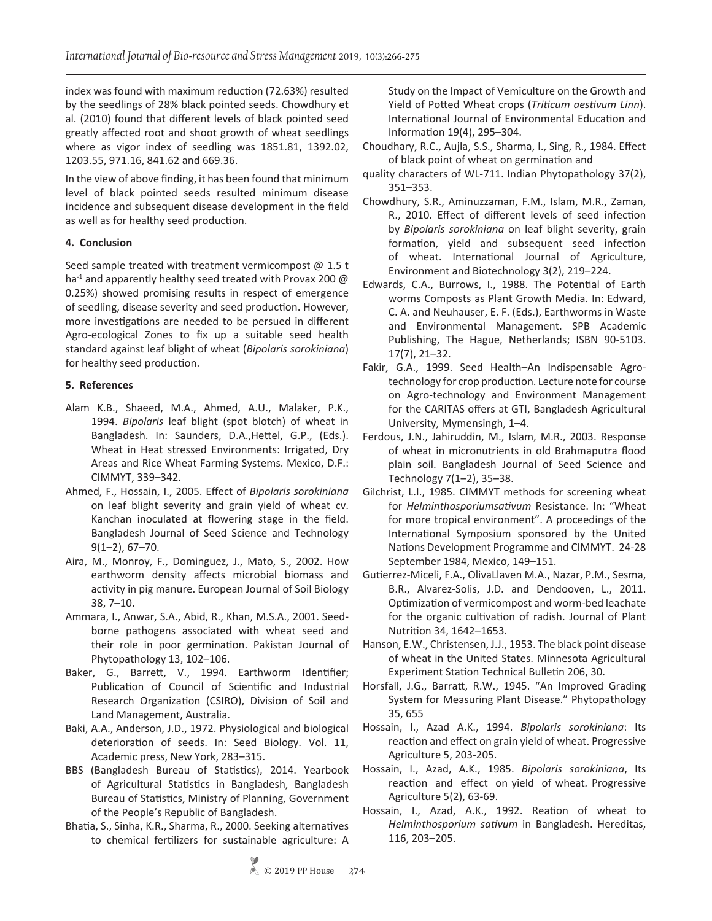index was found with maximum reduction (72.63%) resulted by the seedlings of 28% black pointed seeds. Chowdhury et al. (2010) found that different levels of black pointed seed greatly affected root and shoot growth of wheat seedlings where as vigor index of seedling was 1851.81, 1392.02, 1203.55, 971.16, 841.62 and 669.36.

In the view of above finding, it has been found that minimum level of black pointed seeds resulted minimum disease incidence and subsequent disease development in the field as well as for healthy seed production.

## 4. Conclusion

Seed sample treated with treatment vermicompost @ 1.5 t ha$^{-1}$ and apparently healthy seed treated with Provax 200 @ 0.25%) showed promising results in respect of emergence of seedling, disease severity and seed production. However, more investigations are needed to be persued in different Agro-ecological Zones to fix up a suitable seed health standard against leaf blight of wheat (*Bipolaris sorokiniana*) for healthy seed production.

## 5. References

Alam K.B., Shaeed, M.A., Ahmed, A.U., Malaker, P.K., 1994. *Bipolaris* leaf blight (spot blotch) of wheat in Bangladesh. In: Saunders, D.A.,Hettel, G.P., (Eds.). Wheat in Heat stressed Environments: Irrigated, Dry Areas and Rice Wheat Farming Systems. Mexico, D.F.: CIMMYT, 339–342.

Ahmed, F., Hossain, I., 2005. Effect of *Bipolaris sorokiniana* on leaf blight severity and grain yield of wheat cv. Kanchan inoculated at flowering stage in the field. Bangladesh Journal of Seed Science and Technology 9(1–2), 67–70.

Aira, M., Monroy, F., Dominguez, J., Mato, S., 2002. How earthworm density affects microbial biomass and activity in pig manure. European Journal of Soil Biology 38, 7–10.

Ammara, I., Anwar, S.A., Abid, R., Khan, M.S.A., 2001. Seed-borne pathogens associated with wheat seed and their role in poor germination. Pakistan Journal of Phytopathology 13, 102–106.

Baker, G., Barrett, V., 1994. Earthworm Identifier; Publication of Council of Scientific and Industrial Research Organization (CSIRO), Division of Soil and Land Management, Australia.

Baki, A.A., Anderson, J.D., 1972. Physiological and biological deterioration of seeds. In: Seed Biology. Vol. 11, Academic press, New York, 283–315.

BBS (Bangladesh Bureau of Statistics), 2014. Yearbook of Agricultural Statistics in Bangladesh, Bangladesh Bureau of Statistics, Ministry of Planning, Government of the People's Republic of Bangladesh.

Bhatia, S., Sinha, K.R., Sharma, R., 2000. Seeking alternatives to chemical fertilizers for sustainable agriculture: A Study on the Impact of Vemiculture on the Growth and Yield of Potted Wheat crops (*Triticum aestivum Linn*). International Journal of Environmental Education and Information 19(4), 295–304.

Choudhary, R.C., Aujla, S.S., Sharma, I., Sing, R., 1984. Effect of black point of wheat on germination and quality characters of WL-711. Indian Phytopathology 37(2), 351–353.

Chowdhury, S.R., Aminuzzaman, F.M., Islam, M.R., Zaman, R., 2010. Effect of different levels of seed infection by *Bipolaris sorokiniana* on leaf blight severity, grain formation, yield and subsequent seed infection of wheat. International Journal of Agriculture, Environment and Biotechnology 3(2), 219–224.

Edwards, C.A., Burrows, I., 1988. The Potential of Earth worms Composts as Plant Growth Media. In: Edward, C. A. and Neuhauser, E. F. (Eds.), Earthworms in Waste and Environmental Management. SPB Academic Publishing, The Hague, Netherlands; ISBN 90-5103. 17(7), 21–32.

Fakir, G.A., 1999. Seed Health–An Indispensable Agro-technology for crop production. Lecture note for course on Agro-technology and Environment Management for the CARITAS offers at GTI, Bangladesh Agricultural University, Mymensingh, 1–4.

Ferdous, J.N., Jahiruddin, M., Islam, M.R., 2003. Response of wheat in micronutrients in old Brahmaputra flood plain soil. Bangladesh Journal of Seed Science and Technology 7(1–2), 35–38.

Gilchrist, L.I., 1985. CIMMYT methods for screening wheat for *Helminthosporiumsativum* Resistance. In: "Wheat for more tropical environment". A proceedings of the International Symposium sponsored by the United Nations Development Programme and CIMMYT. 24-28 September 1984, Mexico, 149–151.

Gutierrez-Miceli, F.A., OlivaLlaven M.A., Nazar, P.M., Sesma, B.R., Alvarez-Solis, J.D. and Dendooven, L., 2011. Optimization of vermicompost and worm-bed leachate for the organic cultivation of radish. Journal of Plant Nutrition 34, 1642–1653.

Hanson, E.W., Christensen, J.J., 1953. The black point disease of wheat in the United States. Minnesota Agricultural Experiment Station Technical Bulletin 206, 30.

Horsfall, J.G., Barratt, R.W., 1945. "An Improved Grading System for Measuring Plant Disease." Phytopathology 35, 655

Hossain, I., Azad A.K., 1994. *Bipolaris sorokiniana*: Its reaction and effect on grain yield of wheat. Progressive Agriculture 5, 203-205.

Hossain, I., Azad, A.K., 1985. *Bipolaris sorokiniana*, Its reaction and effect on yield of wheat. Progressive Agriculture 5(2), 63-69.

Hossain, I., Azad, A.K., 1992. Reation of wheat to *Helminthosporium sativum* in Bangladesh. Hereditas, 116, 203–205.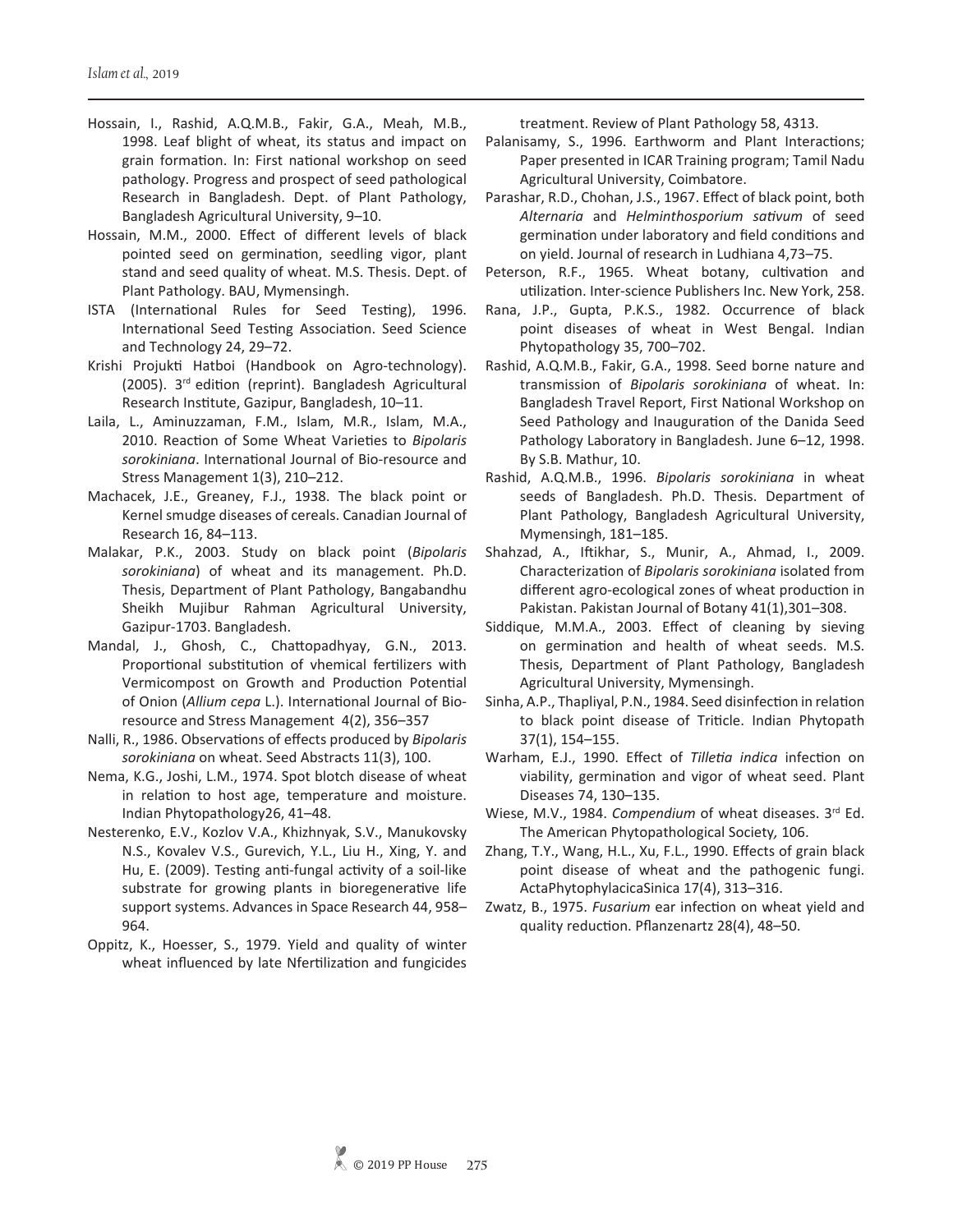Hossain, I., Rashid, A.Q.M.B., Fakir, G.A., Meah, M.B., 1998. Leaf blight of wheat, its status and impact on grain formation. In: First national workshop on seed pathology. Progress and prospect of seed pathological Research in Bangladesh. Dept. of Plant Pathology, Bangladesh Agricultural University, 9–10.

Hossain, M.M., 2000. Effect of different levels of black pointed seed on germination, seedling vigor, plant stand and seed quality of wheat. M.S. Thesis. Dept. of Plant Pathology. BAU, Mymensingh.

ISTA (International Rules for Seed Testing), 1996. International Seed Testing Association. Seed Science and Technology 24, 29–72.

Krishi Projukti Hatboi (Handbook on Agro-technology). (2005). 3rd edition (reprint). Bangladesh Agricultural Research Institute, Gazipur, Bangladesh, 10–11.

Laila, L., Aminuzzaman, F.M., Islam, M.R., Islam, M.A., 2010. Reaction of Some Wheat Varieties to *Bipolaris sorokiniana*. International Journal of Bio-resource and Stress Management 1(3), 210–212.

Machacek, J.E., Greaney, F.J., 1938. The black point or Kernel smudge diseases of cereals. Canadian Journal of Research 16, 84–113.

Malakar, P.K., 2003. Study on black point (*Bipolaris sorokiniana*) of wheat and its management. Ph.D. Thesis, Department of Plant Pathology, Bangabandhu Sheikh Mujibur Rahman Agricultural University, Gazipur-1703. Bangladesh.

Mandal, J., Ghosh, C., Chattopadhyay, G.N., 2013. Proportional substitution of vhemical fertilizers with Vermicompost on Growth and Production Potential of Onion (*Allium cepa* L.). International Journal of Bio-resource and Stress Management 4(2), 356–357

Nalli, R., 1986. Observations of effects produced by *Bipolaris sorokiniana* on wheat. Seed Abstracts 11(3), 100.

Nema, K.G., Joshi, L.M., 1974. Spot blotch disease of wheat in relation to host age, temperature and moisture. Indian Phytopathology26, 41–48.

Nesterenko, E.V., Kozlov V.A., Khizhnyak, S.V., Manukovsky N.S., Kovalev V.S., Gurevich, Y.L., Liu H., Xing, Y. and Hu, E. (2009). Testing anti-fungal activity of a soil-like substrate for growing plants in bioregenerative life support systems. Advances in Space Research 44, 958–964.

Oppitz, K., Hoesser, S., 1979. Yield and quality of winter wheat influenced by late Nfertilization and fungicides treatment. Review of Plant Pathology 58, 4313.

Palanisamy, S., 1996. Earthworm and Plant Interactions; Paper presented in ICAR Training program; Tamil Nadu Agricultural University, Coimbatore.

Parashar, R.D., Chohan, J.S., 1967. Effect of black point, both *Alternaria* and *Helminthosporium sativum* of seed germination under laboratory and field conditions and on yield. Journal of research in Ludhiana 4,73–75.

Peterson, R.F., 1965. Wheat botany, cultivation and utilization. Inter-science Publishers Inc. New York, 258.

Rana, J.P., Gupta, P.K.S., 1982. Occurrence of black point diseases of wheat in West Bengal. Indian Phytopathology 35, 700–702.

Rashid, A.Q.M.B., Fakir, G.A., 1998. Seed borne nature and transmission of *Bipolaris sorokiniana* of wheat. In: Bangladesh Travel Report, First National Workshop on Seed Pathology and Inauguration of the Danida Seed Pathology Laboratory in Bangladesh. June 6–12, 1998. By S.B. Mathur, 10.

Rashid, A.Q.M.B., 1996. *Bipolaris sorokiniana* in wheat seeds of Bangladesh. Ph.D. Thesis. Department of Plant Pathology, Bangladesh Agricultural University, Mymensingh, 181–185.

Shahzad, A., Iftikhar, S., Munir, A., Ahmad, I., 2009. Characterization of *Bipolaris sorokiniana* isolated from different agro-ecological zones of wheat production in Pakistan. Pakistan Journal of Botany 41(1),301–308.

Siddique, M.M.A., 2003. Effect of cleaning by sieving on germination and health of wheat seeds. M.S. Thesis, Department of Plant Pathology, Bangladesh Agricultural University, Mymensingh.

Sinha, A.P., Thapliyal, P.N., 1984. Seed disinfection in relation to black point disease of Triticle. Indian Phytopath 37(1), 154–155.

Warham, E.J., 1990. Effect of *Tilletia indica* infection on viability, germination and vigor of wheat seed. Plant Diseases 74, 130–135.

Wiese, M.V., 1984. *Compendium* of wheat diseases. 3rd Ed. The American Phytopathological Society, 106.

Zhang, T.Y., Wang, H.L., Xu, F.L., 1990. Effects of grain black point disease of wheat and the pathogenic fungi. ActaPhytophylacicaSinica 17(4), 313–316.

Zwatz, B., 1975. *Fusarium* ear infection on wheat yield and quality reduction. Pflanzenartz 28(4), 48–50.